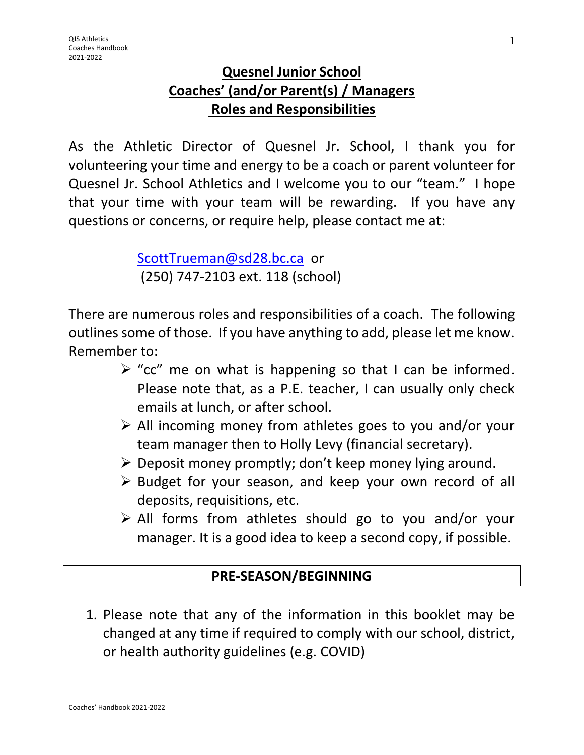# Quesnel Junior School
# Coaches' (and/or Parent(s) / Managers
# Roles and Responsibilities

As the Athletic Director of Quesnel Jr. School, I thank you for volunteering your time and energy to be a coach or parent volunteer for Quesnel Jr. School Athletics and I welcome you to our "team." I hope that your time with your team will be rewarding. If you have any questions or concerns, or require help, please contact me at:

ScottTrueman@sd28.bc.ca or
(250) 747-2103 ext. 118 (school)

There are numerous roles and responsibilities of a coach. The following outlines some of those. If you have anything to add, please let me know. Remember to:

- "cc" me on what is happening so that I can be informed. Please note that, as a P.E. teacher, I can usually only check emails at lunch, or after school.
- All incoming money from athletes goes to you and/or your team manager then to Holly Levy (financial secretary).
- Deposit money promptly; don't keep money lying around.
- Budget for your season, and keep your own record of all deposits, requisitions, etc.
- All forms from athletes should go to you and/or your manager. It is a good idea to keep a second copy, if possible.

## PRE-SEASON/BEGINNING

1. Please note that any of the information in this booklet may be changed at any time if required to comply with our school, district, or health authority guidelines (e.g. COVID)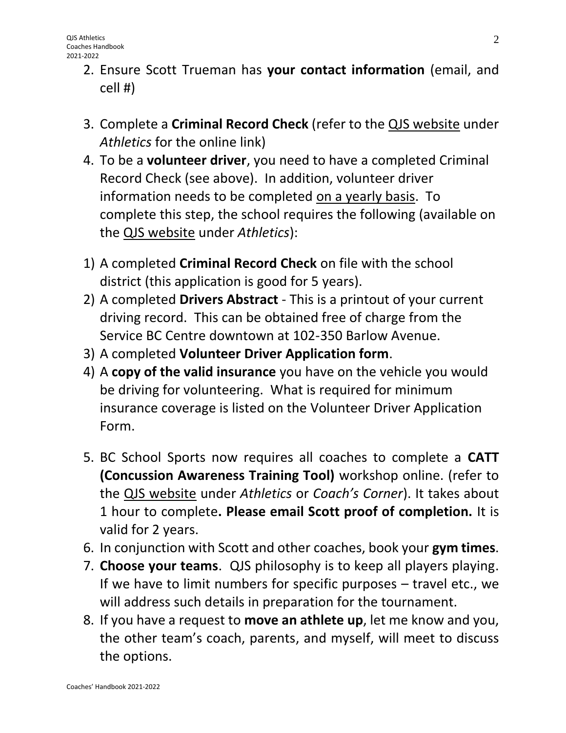2. Ensure Scott Trueman has **your contact information** (email, and cell #)

3. Complete a **Criminal Record Check** (refer to the QJS website under *Athletics* for the online link)
4. To be a **volunteer driver**, you need to have a completed Criminal Record Check (see above). In addition, volunteer driver information needs to be completed on a yearly basis. To complete this step, the school requires the following (available on the QJS website under *Athletics*):

1) A completed **Criminal Record Check** on file with the school district (this application is good for 5 years).
2) A completed **Drivers Abstract** - This is a printout of your current driving record. This can be obtained free of charge from the Service BC Centre downtown at 102-350 Barlow Avenue.
3) A completed **Volunteer Driver Application form**.
4) A **copy of the valid insurance** you have on the vehicle you would be driving for volunteering. What is required for minimum insurance coverage is listed on the Volunteer Driver Application Form.

5. BC School Sports now requires all coaches to complete a **CATT (Concussion Awareness Training Tool)** workshop online. (refer to the QJS website under *Athletics* or *Coach's Corner*). It takes about 1 hour to complete**. Please email Scott proof of completion.** It is valid for 2 years.
6. In conjunction with Scott and other coaches, book your **gym times**.
7. **Choose your teams**. QJS philosophy is to keep all players playing. If we have to limit numbers for specific purposes – travel etc., we will address such details in preparation for the tournament.
8. If you have a request to **move an athlete up**, let me know and you, the other team's coach, parents, and myself, will meet to discuss the options.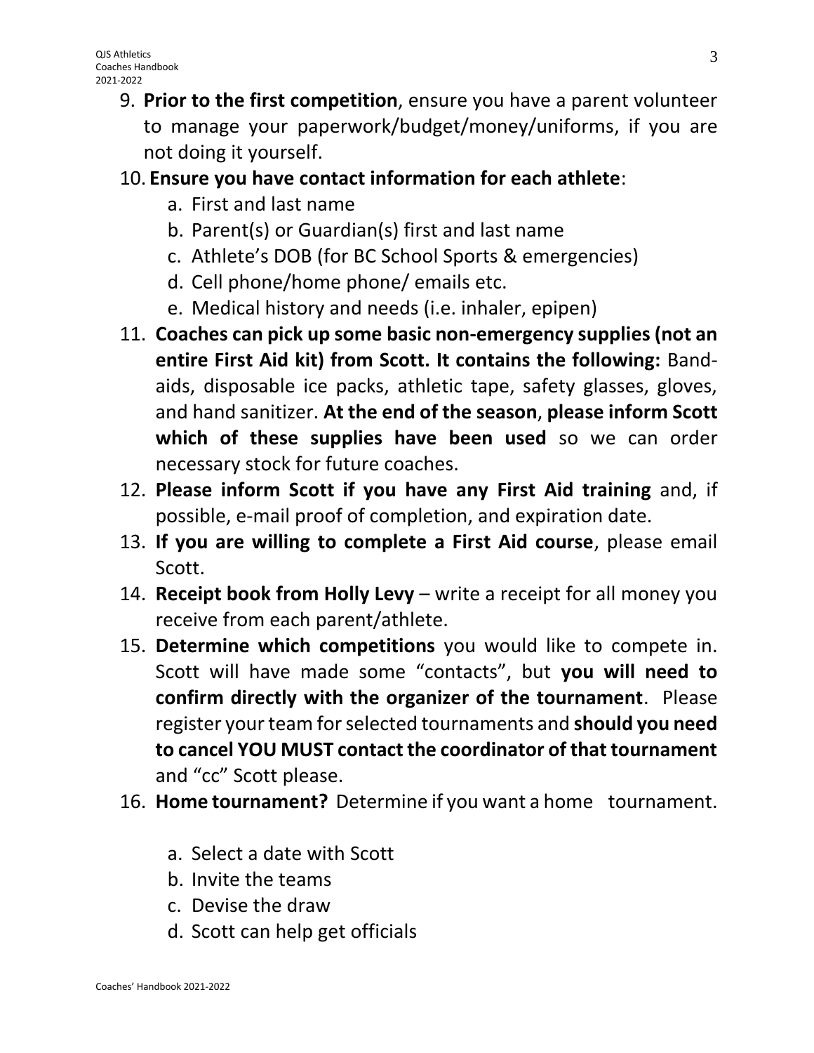9. **Prior to the first competition**, ensure you have a parent volunteer to manage your paperwork/budget/money/uniforms, if you are not doing it yourself.
10. **Ensure you have contact information for each athlete**:
    a. First and last name
    b. Parent(s) or Guardian(s) first and last name
    c. Athlete's DOB (for BC School Sports & emergencies)
    d. Cell phone/home phone/ emails etc.
    e. Medical history and needs (i.e. inhaler, epipen)
11. **Coaches can pick up some basic non-emergency supplies (not an entire First Aid kit) from Scott. It contains the following:** Band-aids, disposable ice packs, athletic tape, safety glasses, gloves, and hand sanitizer. **At the end of the season**, **please inform Scott which of these supplies have been used** so we can order necessary stock for future coaches.
12. **Please inform Scott if you have any First Aid training** and, if possible, e-mail proof of completion, and expiration date.
13. **If you are willing to complete a First Aid course**, please email Scott.
14. **Receipt book from Holly Levy** – write a receipt for all money you receive from each parent/athlete.
15. **Determine which competitions** you would like to compete in. Scott will have made some "contacts", but **you will need to confirm directly with the organizer of the tournament**. Please register your team for selected tournaments and **should you need to cancel YOU MUST contact the coordinator of that tournament** and "cc" Scott please.
16. **Home tournament?** Determine if you want a home tournament.
    a. Select a date with Scott
    b. Invite the teams
    c. Devise the draw
    d. Scott can help get officials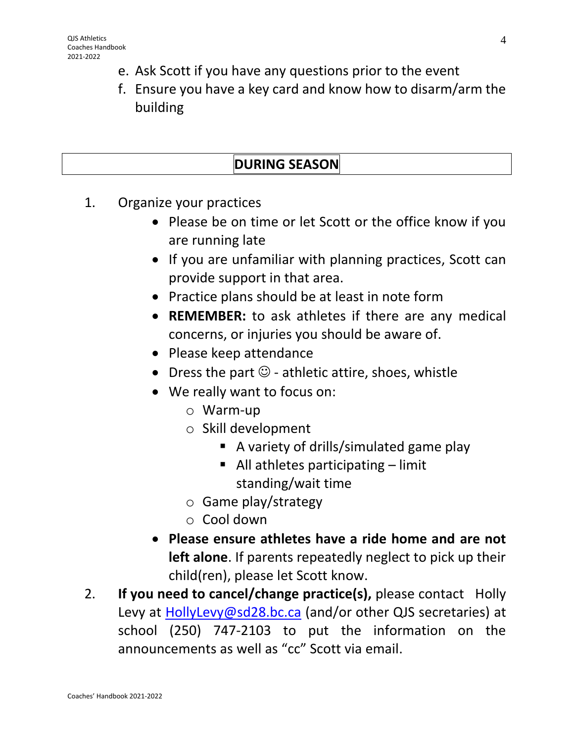e. Ask Scott if you have any questions prior to the event
f. Ensure you have a key card and know how to disarm/arm the building

## DURING SEASON

1. Organize your practices
   - Please be on time or let Scott or the office know if you are running late
   - If you are unfamiliar with planning practices, Scott can provide support in that area.
   - Practice plans should be at least in note form
   - **REMEMBER:** to ask athletes if there are any medical concerns, or injuries you should be aware of.
   - Please keep attendance
   - Dress the part ☺ - athletic attire, shoes, whistle
   - We really want to focus on:
     - Warm-up
     - Skill development
       - A variety of drills/simulated game play
       - All athletes participating – limit standing/wait time
     - Game play/strategy
     - Cool down
   - **Please ensure athletes have a ride home and are not left alone**. If parents repeatedly neglect to pick up their child(ren), please let Scott know.
2. **If you need to cancel/change practice(s),** please contact Holly Levy at HollyLevy@sd28.bc.ca (and/or other QJS secretaries) at school (250) 747-2103 to put the information on the announcements as well as "cc" Scott via email.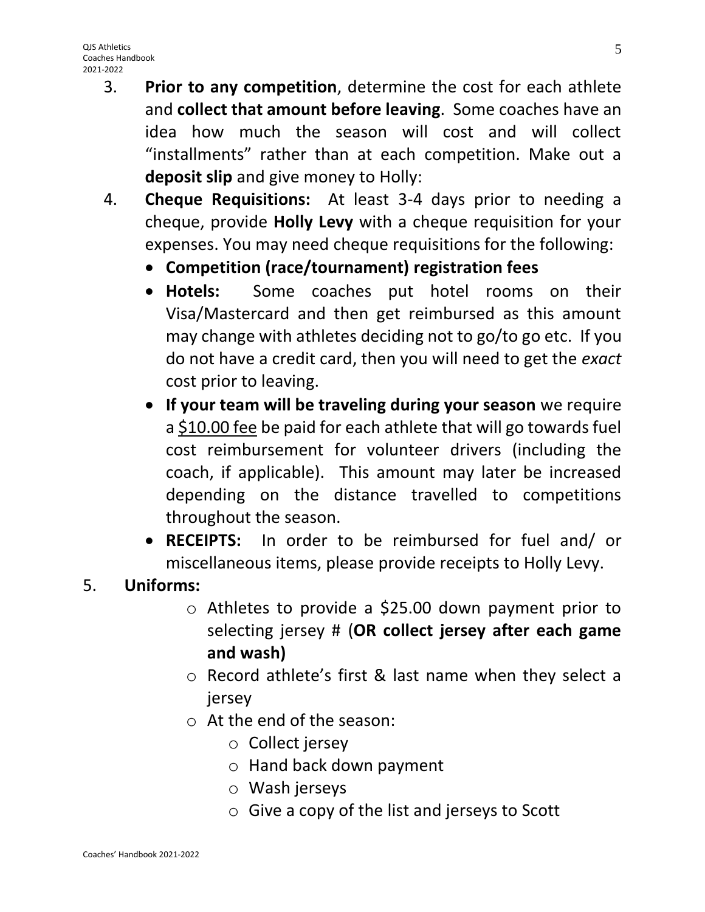3. **Prior to any competition**, determine the cost for each athlete and **collect that amount before leaving**. Some coaches have an idea how much the season will cost and will collect "installments" rather than at each competition. Make out a **deposit slip** and give money to Holly:
4. **Cheque Requisitions:** At least 3-4 days prior to needing a cheque, provide **Holly Levy** with a cheque requisition for your expenses. You may need cheque requisitions for the following:
   - **Competition (race/tournament) registration fees**
   - **Hotels:** Some coaches put hotel rooms on their Visa/Mastercard and then get reimbursed as this amount may change with athletes deciding not to go/to go etc. If you do not have a credit card, then you will need to get the *exact* cost prior to leaving.
   - **If your team will be traveling during your season** we require a <u>$10.00 fee</u> be paid for each athlete that will go towards fuel cost reimbursement for volunteer drivers (including the coach, if applicable). This amount may later be increased depending on the distance travelled to competitions throughout the season.
   - **RECEIPTS:** In order to be reimbursed for fuel and/ or miscellaneous items, please provide receipts to Holly Levy.
5. **Uniforms:**
   - Athletes to provide a $25.00 down payment prior to selecting jersey # (**OR collect jersey after each game and wash)**
   - Record athlete's first & last name when they select a jersey
   - At the end of the season:
     - Collect jersey
     - Hand back down payment
     - Wash jerseys
     - Give a copy of the list and jerseys to Scott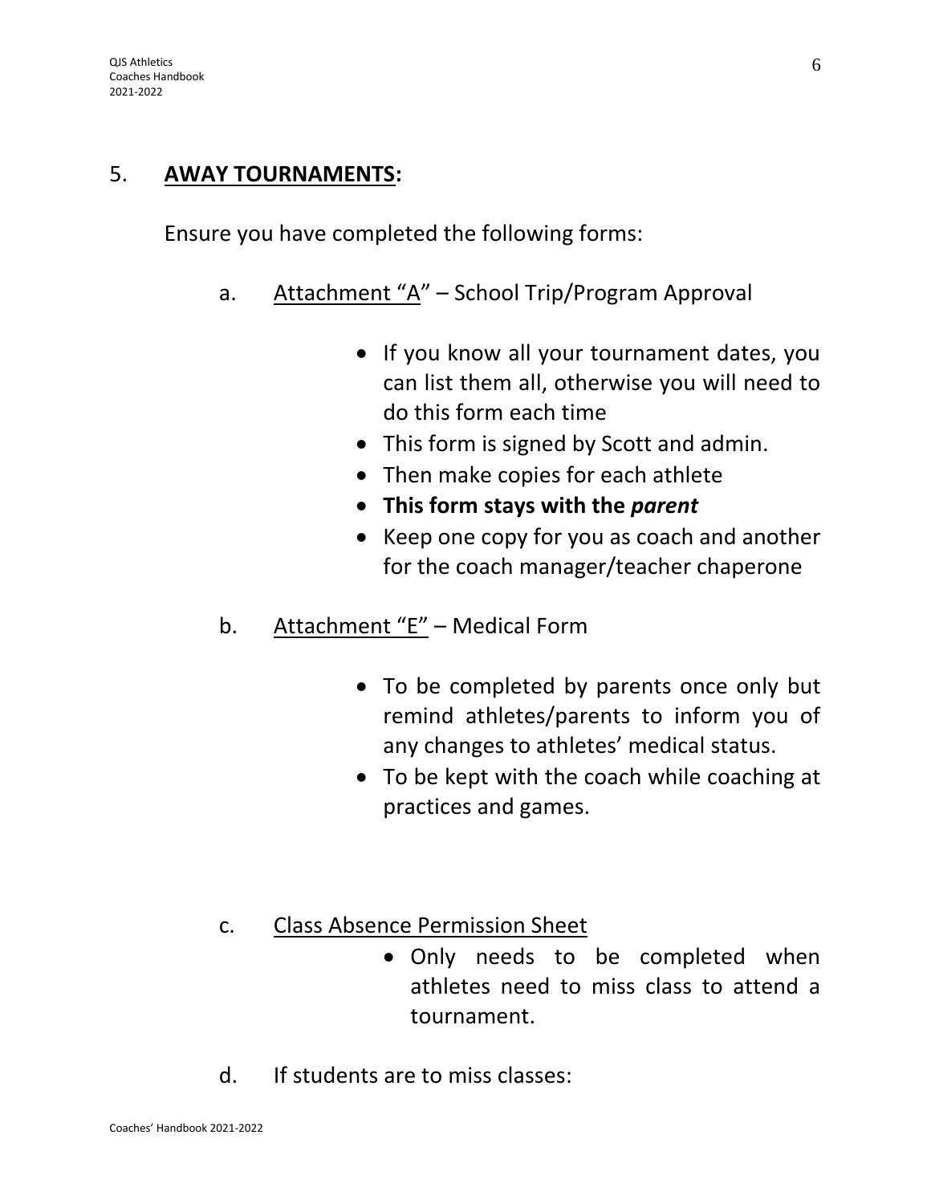## 5. **<u>AWAY TOURNAMENTS</u>:**

Ensure you have completed the following forms:

a. <u>Attachment "A"</u> – School Trip/Program Approval

- If you know all your tournament dates, you can list them all, otherwise you will need to do this form each time
- This form is signed by Scott and admin.
- Then make copies for each athlete
- **This form stays with the *parent***
- Keep one copy for you as coach and another for the coach manager/teacher chaperone

b. <u>Attachment "E"</u> – Medical Form

- To be completed by parents once only but remind athletes/parents to inform you of any changes to athletes' medical status.
- To be kept with the coach while coaching at practices and games.

c. <u>Class Absence Permission Sheet</u>

- Only needs to be completed when athletes need to miss class to attend a tournament.

d. If students are to miss classes: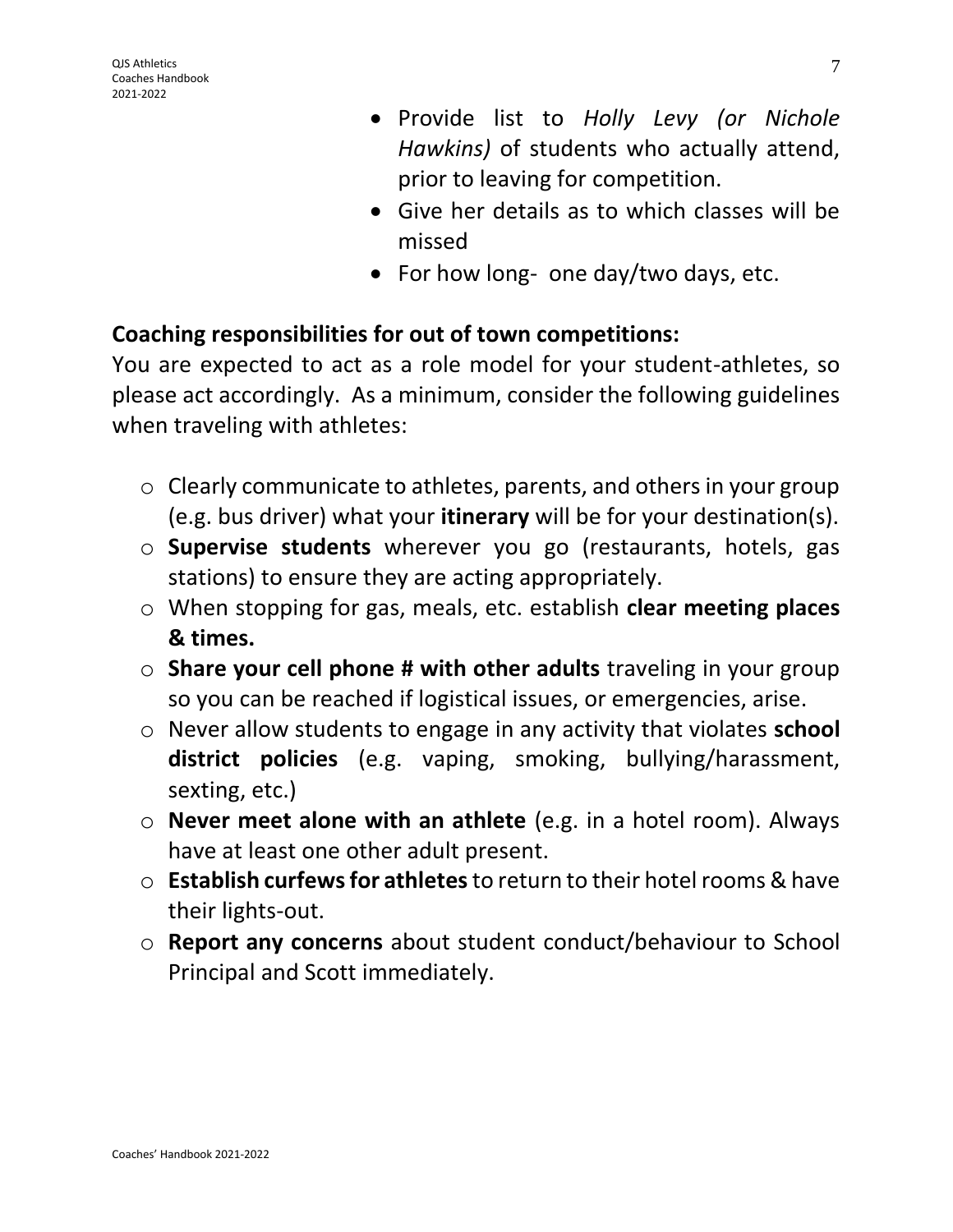- Provide list to *Holly Levy (or Nichole Hawkins)* of students who actually attend, prior to leaving for competition.
- Give her details as to which classes will be missed
- For how long- one day/two days, etc.

**Coaching responsibilities for out of town competitions:**

You are expected to act as a role model for your student-athletes, so please act accordingly. As a minimum, consider the following guidelines when traveling with athletes:

- Clearly communicate to athletes, parents, and others in your group (e.g. bus driver) what your **itinerary** will be for your destination(s).
- **Supervise students** wherever you go (restaurants, hotels, gas stations) to ensure they are acting appropriately.
- When stopping for gas, meals, etc. establish **clear meeting places & times.**
- **Share your cell phone # with other adults** traveling in your group so you can be reached if logistical issues, or emergencies, arise.
- Never allow students to engage in any activity that violates **school district policies** (e.g. vaping, smoking, bullying/harassment, sexting, etc.)
- **Never meet alone with an athlete** (e.g. in a hotel room). Always have at least one other adult present.
- **Establish curfews for athletes** to return to their hotel rooms & have their lights-out.
- **Report any concerns** about student conduct/behaviour to School Principal and Scott immediately.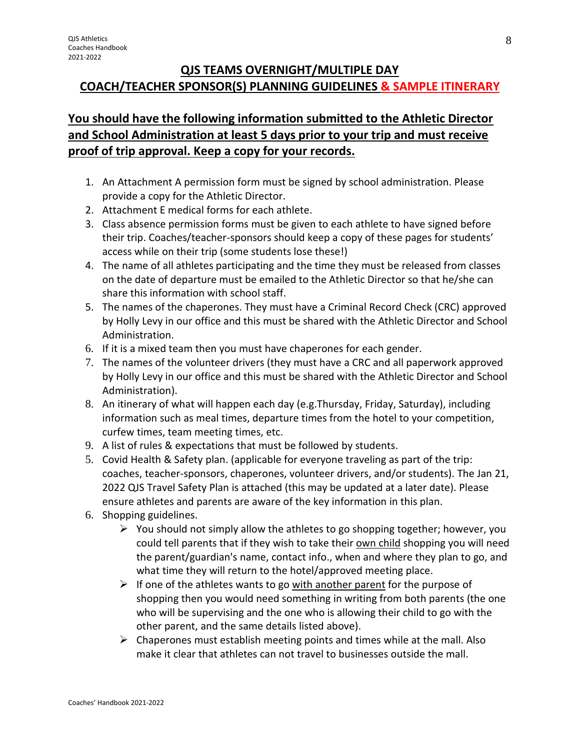## QJS TEAMS OVERNIGHT/MULTIPLE DAY COACH/TEACHER SPONSOR(S) PLANNING GUIDELINES & SAMPLE ITINERARY

### You should have the following information submitted to the Athletic Director and School Administration at least 5 days prior to your trip and must receive proof of trip approval. Keep a copy for your records.

1. An Attachment A permission form must be signed by school administration. Please provide a copy for the Athletic Director.
2. Attachment E medical forms for each athlete.
3. Class absence permission forms must be given to each athlete to have signed before their trip. Coaches/teacher-sponsors should keep a copy of these pages for students' access while on their trip (some students lose these!)
4. The name of all athletes participating and the time they must be released from classes on the date of departure must be emailed to the Athletic Director so that he/she can share this information with school staff.
5. The names of the chaperones. They must have a Criminal Record Check (CRC) approved by Holly Levy in our office and this must be shared with the Athletic Director and School Administration.
6. If it is a mixed team then you must have chaperones for each gender.
7. The names of the volunteer drivers (they must have a CRC and all paperwork approved by Holly Levy in our office and this must be shared with the Athletic Director and School Administration).
8. An itinerary of what will happen each day (e.g.Thursday, Friday, Saturday), including information such as meal times, departure times from the hotel to your competition, curfew times, team meeting times, etc.
9. A list of rules & expectations that must be followed by students.

5. Covid Health & Safety plan. (applicable for everyone traveling as part of the trip: coaches, teacher-sponsors, chaperones, volunteer drivers, and/or students). The Jan 21, 2022 QJS Travel Safety Plan is attached (this may be updated at a later date). Please ensure athletes and parents are aware of the key information in this plan.
6. Shopping guidelines.
   - You should not simply allow the athletes to go shopping together; however, you could tell parents that if they wish to take their <u>own child</u> shopping you will need the parent/guardian's name, contact info., when and where they plan to go, and what time they will return to the hotel/approved meeting place.
   - If one of the athletes wants to go <u>with another parent</u> for the purpose of shopping then you would need something in writing from both parents (the one who will be supervising and the one who is allowing their child to go with the other parent, and the same details listed above).
   - Chaperones must establish meeting points and times while at the mall. Also make it clear that athletes can not travel to businesses outside the mall.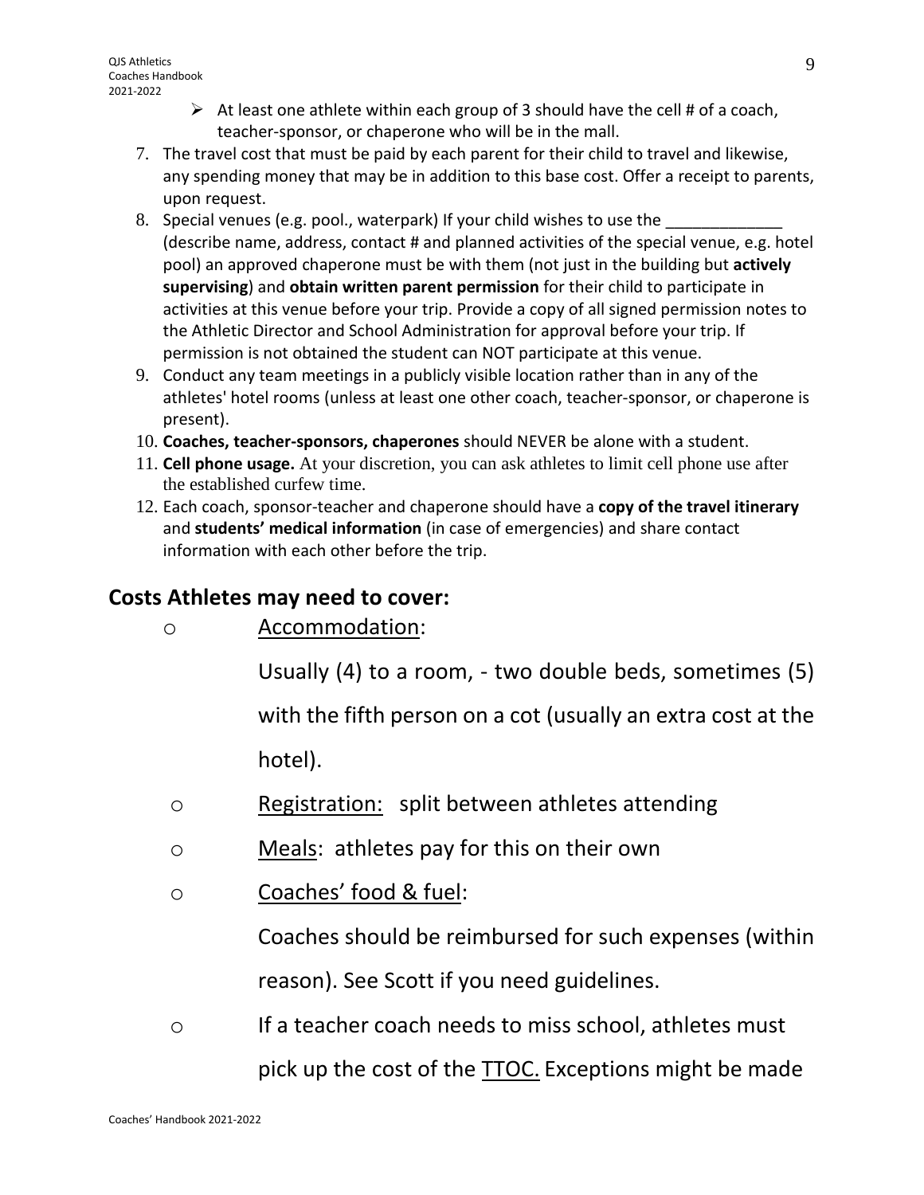- At least one athlete within each group of 3 should have the cell # of a coach, teacher-sponsor, or chaperone who will be in the mall.

7. The travel cost that must be paid by each parent for their child to travel and likewise, any spending money that may be in addition to this base cost. Offer a receipt to parents, upon request.
8. Special venues (e.g. pool., waterpark) If your child wishes to use the _____________ (describe name, address, contact # and planned activities of the special venue, e.g. hotel pool) an approved chaperone must be with them (not just in the building but **actively supervising**) and **obtain written parent permission** for their child to participate in activities at this venue before your trip. Provide a copy of all signed permission notes to the Athletic Director and School Administration for approval before your trip. If permission is not obtained the student can NOT participate at this venue.
9. Conduct any team meetings in a publicly visible location rather than in any of the athletes' hotel rooms (unless at least one other coach, teacher-sponsor, or chaperone is present).
10. **Coaches, teacher-sponsors, chaperones** should NEVER be alone with a student.
11. **Cell phone usage.** At your discretion, you can ask athletes to limit cell phone use after the established curfew time.
12. Each coach, sponsor-teacher and chaperone should have a **copy of the travel itinerary** and **students' medical information** (in case of emergencies) and share contact information with each other before the trip.

## Costs Athletes may need to cover:

- Accommodation:

  Usually (4) to a room, - two double beds, sometimes (5) with the fifth person on a cot (usually an extra cost at the hotel).

- Registration: split between athletes attending
- Meals: athletes pay for this on their own
- Coaches' food & fuel:

  Coaches should be reimbursed for such expenses (within reason). See Scott if you need guidelines.

- If a teacher coach needs to miss school, athletes must pick up the cost of the TTOC. Exceptions might be made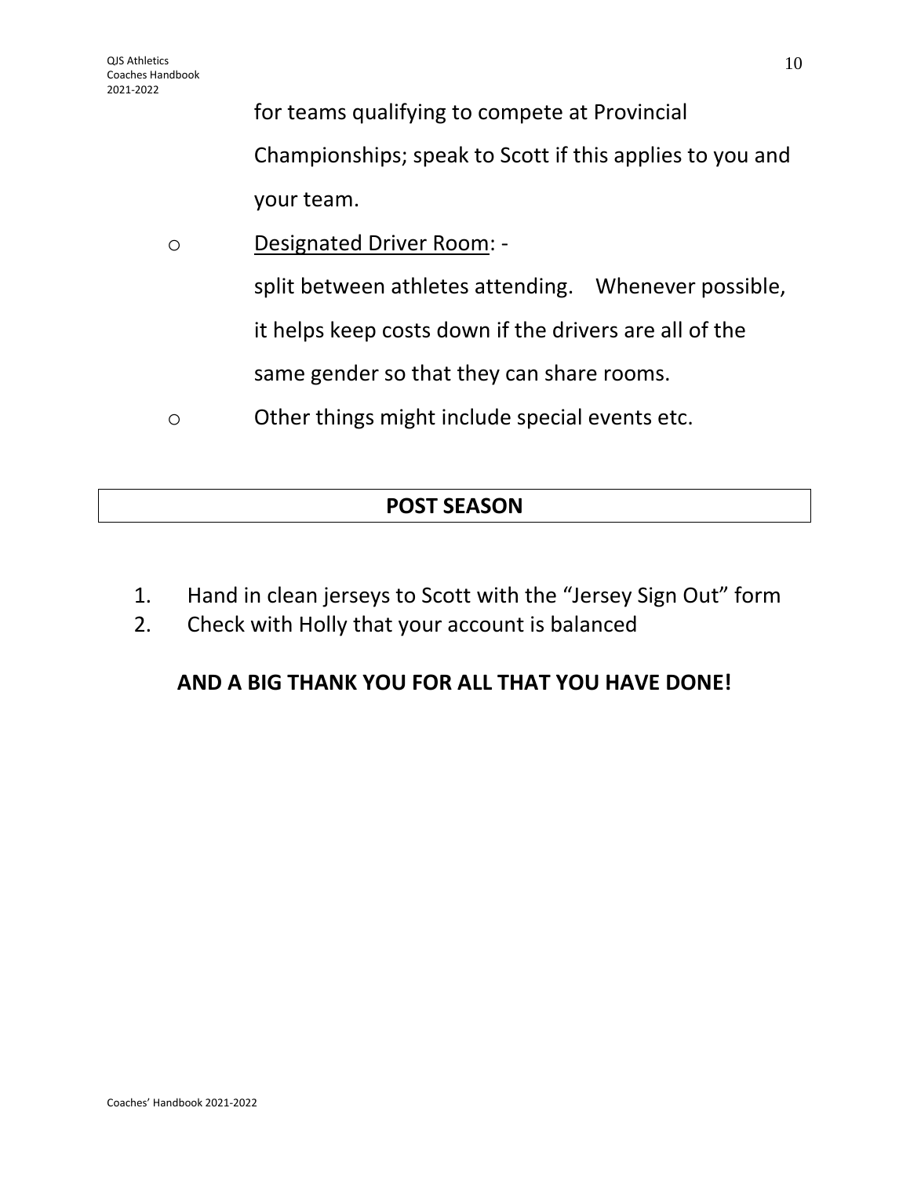for teams qualifying to compete at Provincial Championships; speak to Scott if this applies to you and your team.

- Designated Driver Room: - split between athletes attending. Whenever possible, it helps keep costs down if the drivers are all of the same gender so that they can share rooms.
- Other things might include special events etc.

## POST SEASON

1. Hand in clean jerseys to Scott with the "Jersey Sign Out" form
2. Check with Holly that your account is balanced

**AND A BIG THANK YOU FOR ALL THAT YOU HAVE DONE!**